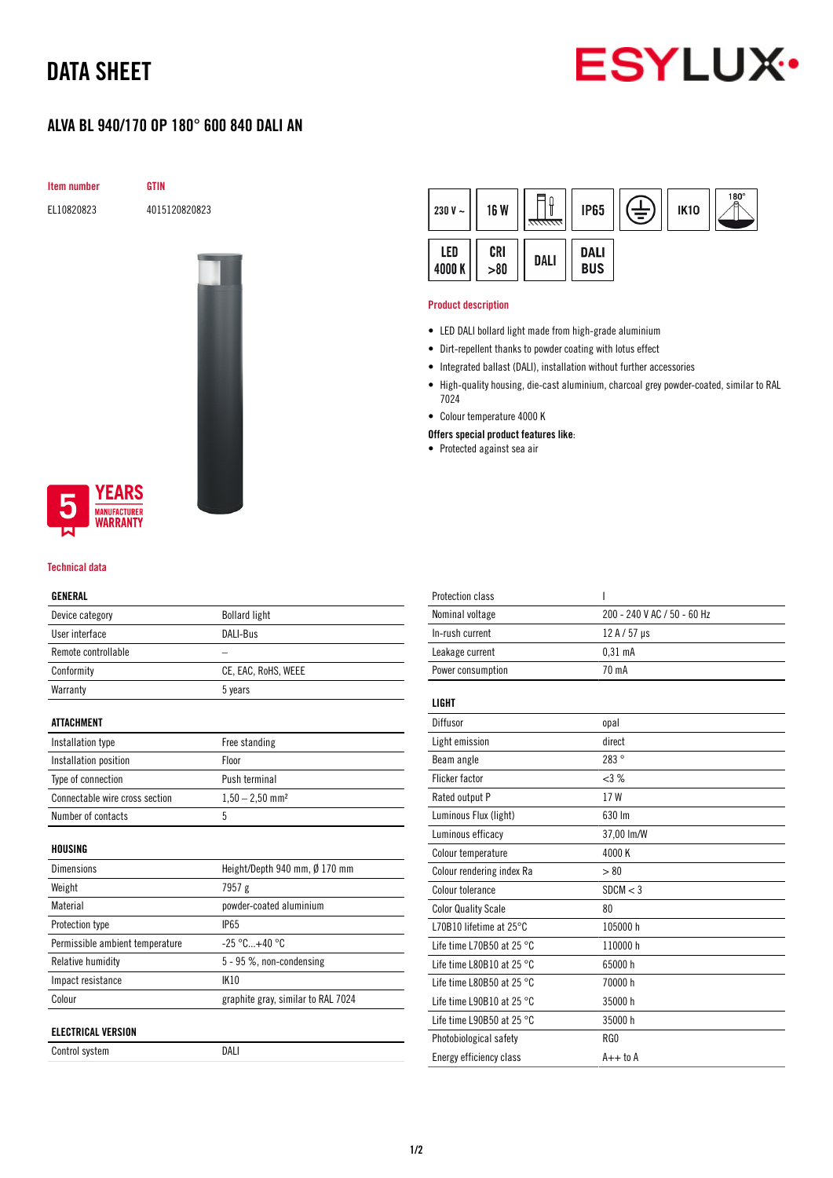# DATA SHEET

## ALVA BL 940/170 OP 180° 600 840 DALI AN

| Item number | GTIN |
|---|---|
| EL10820823 | 4015120820823 |

230 V ~ | 16 W | IP65 | IK10 | 180° | LED 4000 K | CRI >80 | DALI | DALI BUS

5 YEARS MANUFACTURER WARRANTY

### Product description

- LED DALI bollard light made from high-grade aluminium
- Dirt-repellent thanks to powder coating with lotus effect
- Integrated ballast (DALI), installation without further accessories
- High-quality housing, die-cast aluminium, charcoal grey powder-coated, similar to RAL 7024
- Colour temperature 4000 K

**Offers special product features like:**

- Protected against sea air

### Technical data

| GENERAL | |
|---|---|
| Device category | Bollard light |
| User interface | DALI-Bus |
| Remote controllable | – |
| Conformity | CE, EAC, RoHS, WEEE |
| Warranty | 5 years |

| ATTACHMENT | |
|---|---|
| Installation type | Free standing |
| Installation position | Floor |
| Type of connection | Push terminal |
| Connectable wire cross section | 1,50 – 2,50 mm² |
| Number of contacts | 5 |

| HOUSING | |
|---|---|
| Dimensions | Height/Depth 940 mm, Ø 170 mm |
| Weight | 7957 g |
| Material | powder-coated aluminium |
| Protection type | IP65 |
| Permissible ambient temperature | -25 °C...+40 °C |
| Relative humidity | 5 - 95 %, non-condensing |
| Impact resistance | IK10 |
| Colour | graphite gray, similar to RAL 7024 |

| ELECTRICAL VERSION | |
|---|---|
| Control system | DALI |
| Protection class | I |
| Nominal voltage | 200 - 240 V AC / 50 - 60 Hz |
| In-rush current | 12 A / 57 µs |
| Leakage current | 0,31 mA |
| Power consumption | 70 mA |

| LIGHT | |
|---|---|
| Diffusor | opal |
| Light emission | direct |
| Beam angle | 283 ° |
| Flicker factor | <3 % |
| Rated output P | 17 W |
| Luminous Flux (light) | 630 lm |
| Luminous efficacy | 37,00 lm/W |
| Colour temperature | 4000 K |
| Colour rendering index Ra | > 80 |
| Colour tolerance | SDCM < 3 |
| Color Quality Scale | 80 |
| L70B10 lifetime at 25°C | 105000 h |
| Life time L70B50 at 25 °C | 110000 h |
| Life time L80B10 at 25 °C | 65000 h |
| Life time L80B50 at 25 °C | 70000 h |
| Life time L90B10 at 25 °C | 35000 h |
| Life time L90B50 at 25 °C | 35000 h |
| Photobiological safety | RG0 |
| Energy efficiency class | A++ to A |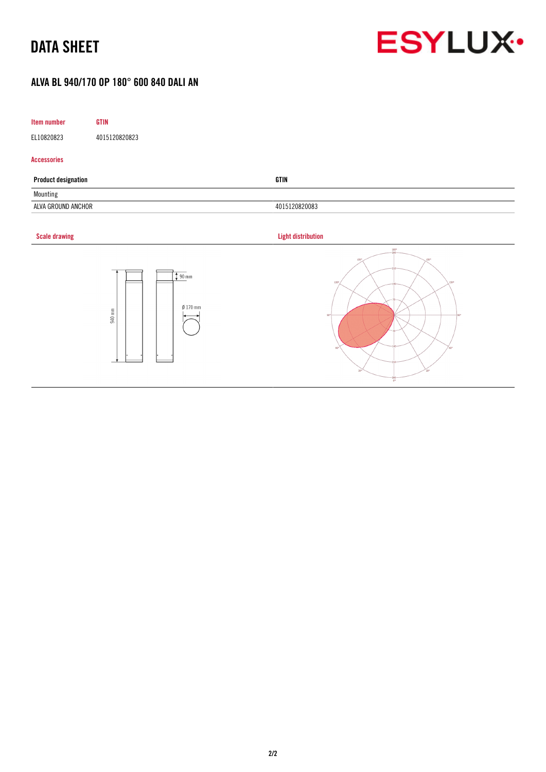# DATA SHEET

## ALVA BL 940/170 OP 180° 600 840 DALI AN

| Item number | GTIN |
|---|---|
| EL10820823 | 4015120820823 |

### Accessories

| Product designation | GTIN |
|---|---|
| Mounting | |
| ALVA GROUND ANCHOR | 4015120820083 |

### Scale drawing

90 mm

Ø 170 mm

940 mm

### Light distribution

180°
280
150°
150°
210
120°
120°
140
70
90°
90°
70
140
60°
60°
210
30°
30°
280
0°